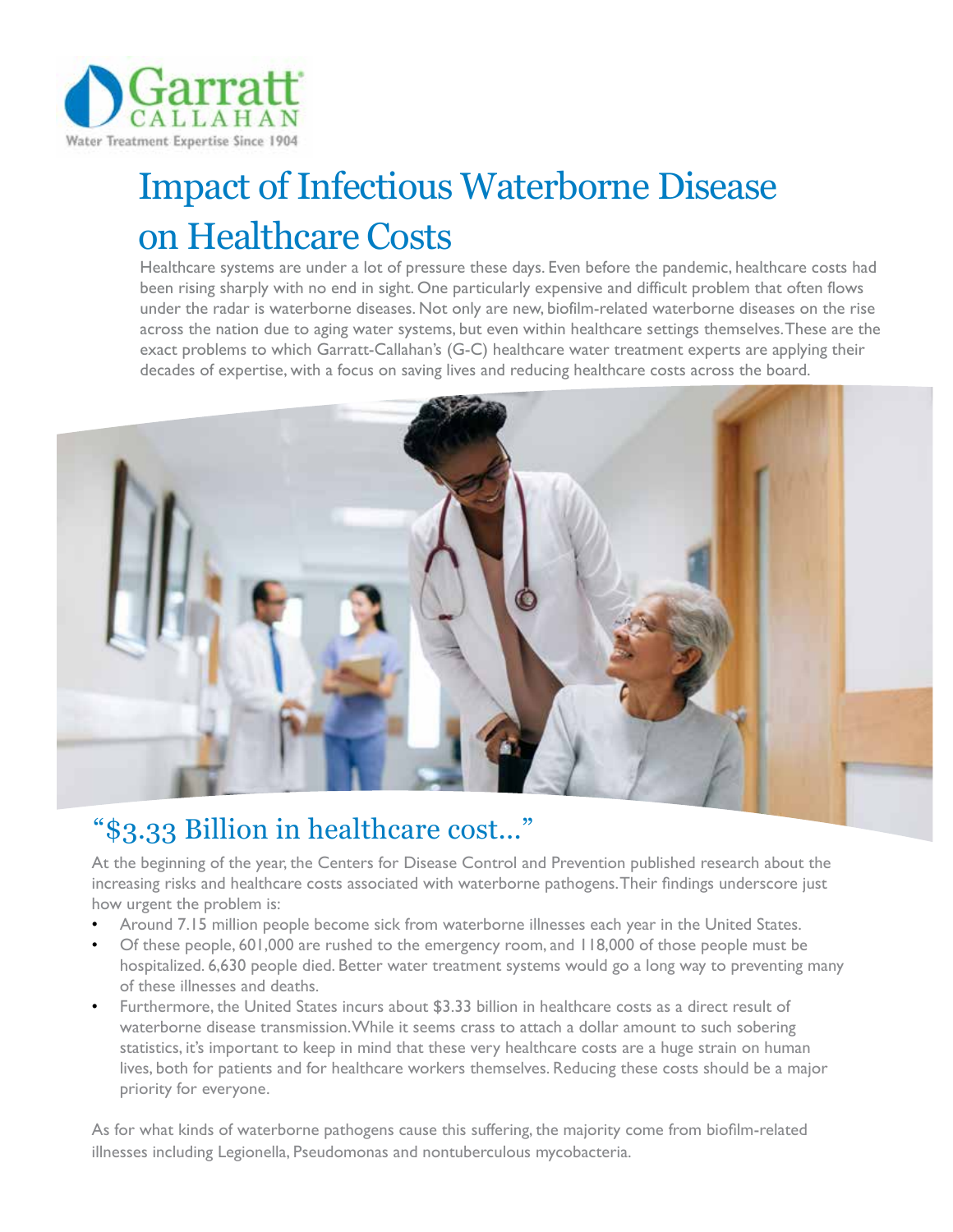Garratt CALLAHAN
Water Treatment Expertise Since 1904

# Impact of Infectious Waterborne Disease on Healthcare Costs

Healthcare systems are under a lot of pressure these days. Even before the pandemic, healthcare costs had been rising sharply with no end in sight. One particularly expensive and difficult problem that often flows under the radar is waterborne diseases. Not only are new, biofilm-related waterborne diseases on the rise across the nation due to aging water systems, but even within healthcare settings themselves. These are the exact problems to which Garratt-Callahan's (G-C) healthcare water treatment experts are applying their decades of expertise, with a focus on saving lives and reducing healthcare costs across the board.

## "$3.33 Billion in healthcare cost..."

At the beginning of the year, the Centers for Disease Control and Prevention published research about the increasing risks and healthcare costs associated with waterborne pathogens. Their findings underscore just how urgent the problem is:

- Around 7.15 million people become sick from waterborne illnesses each year in the United States.
- Of these people, 601,000 are rushed to the emergency room, and 118,000 of those people must be hospitalized. 6,630 people died. Better water treatment systems would go a long way to preventing many of these illnesses and deaths.
- Furthermore, the United States incurs about $3.33 billion in healthcare costs as a direct result of waterborne disease transmission. While it seems crass to attach a dollar amount to such sobering statistics, it's important to keep in mind that these very healthcare costs are a huge strain on human lives, both for patients and for healthcare workers themselves. Reducing these costs should be a major priority for everyone.

As for what kinds of waterborne pathogens cause this suffering, the majority come from biofilm-related illnesses including Legionella, Pseudomonas and nontuberculous mycobacteria.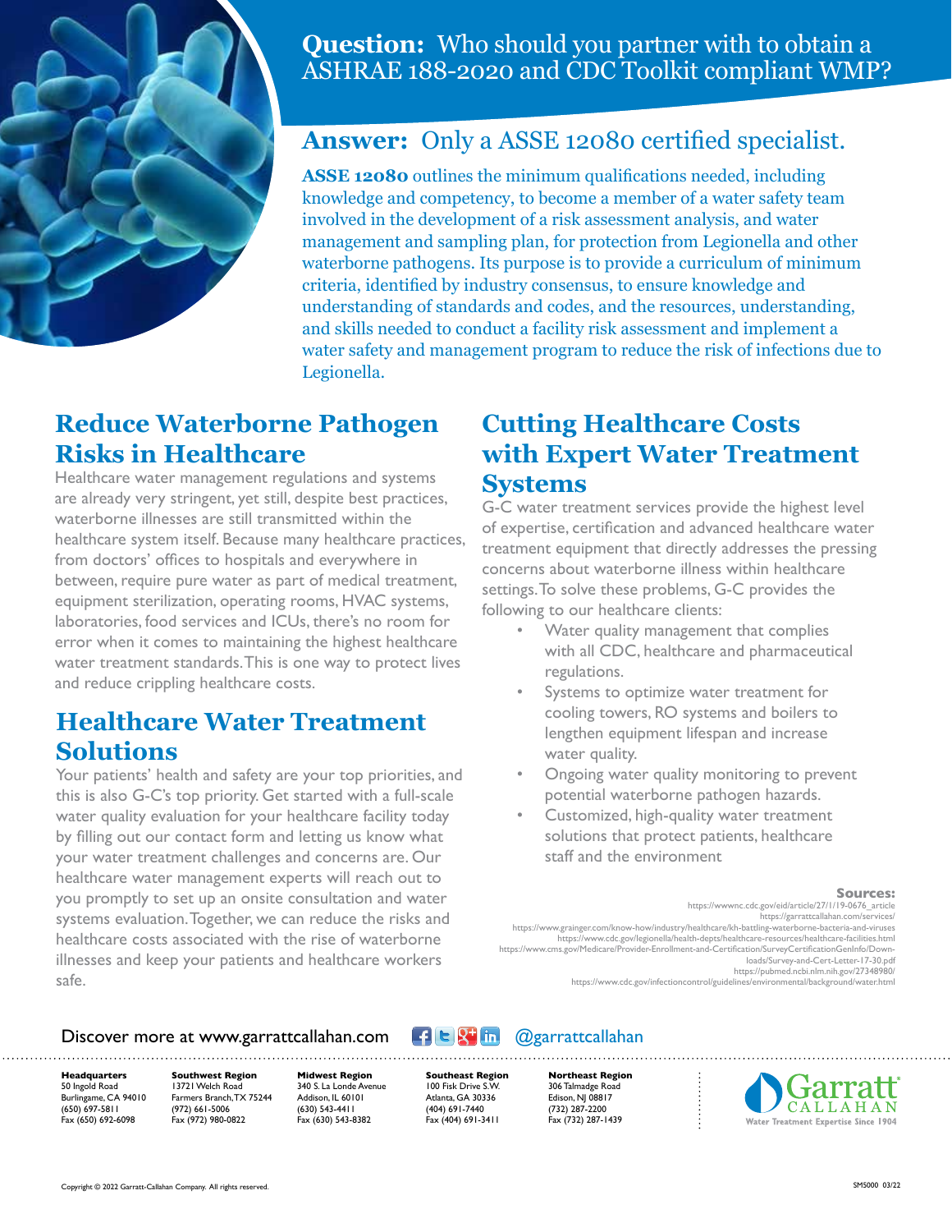## Question: Who should you partner with to obtain a ASHRAE 188-2020 and CDC Toolkit compliant WMP?

## Answer: Only a ASSE 12080 certified specialist.

**ASSE 12080** outlines the minimum qualifications needed, including knowledge and competency, to become a member of a water safety team involved in the development of a risk assessment analysis, and water management and sampling plan, for protection from Legionella and other waterborne pathogens. Its purpose is to provide a curriculum of minimum criteria, identified by industry consensus, to ensure knowledge and understanding of standards and codes, and the resources, understanding, and skills needed to conduct a facility risk assessment and implement a water safety and management program to reduce the risk of infections due to Legionella.

## Reduce Waterborne Pathogen Risks in Healthcare

Healthcare water management regulations and systems are already very stringent, yet still, despite best practices, waterborne illnesses are still transmitted within the healthcare system itself. Because many healthcare practices, from doctors' offices to hospitals and everywhere in between, require pure water as part of medical treatment, equipment sterilization, operating rooms, HVAC systems, laboratories, food services and ICUs, there's no room for error when it comes to maintaining the highest healthcare water treatment standards. This is one way to protect lives and reduce crippling healthcare costs.

## Healthcare Water Treatment Solutions

Your patients' health and safety are your top priorities, and this is also G-C's top priority. Get started with a full-scale water quality evaluation for your healthcare facility today by filling out our contact form and letting us know what your water treatment challenges and concerns are. Our healthcare water management experts will reach out to you promptly to set up an onsite consultation and water systems evaluation. Together, we can reduce the risks and healthcare costs associated with the rise of waterborne illnesses and keep your patients and healthcare workers safe.

## Cutting Healthcare Costs with Expert Water Treatment Systems

G-C water treatment services provide the highest level of expertise, certification and advanced healthcare water treatment equipment that directly addresses the pressing concerns about waterborne illness within healthcare settings. To solve these problems, G-C provides the following to our healthcare clients:

- Water quality management that complies with all CDC, healthcare and pharmaceutical regulations.
- Systems to optimize water treatment for cooling towers, RO systems and boilers to lengthen equipment lifespan and increase water quality.
- Ongoing water quality monitoring to prevent potential waterborne pathogen hazards.
- Customized, high-quality water treatment solutions that protect patients, healthcare staff and the environment

**Sources:**
https://wwwnc.cdc.gov/eid/article/27/1/19-0676_article
https://garrattcallahan.com/services/
https://www.grainger.com/know-how/industry/healthcare/kh-battling-waterborne-bacteria-and-viruses
https://www.cdc.gov/legionella/health-depts/healthcare-resources/healthcare-facilities.html
https://www.cms.gov/Medicare/Provider-Enrollment-and-Certification/SurveyCertificationGenInfo/Downloads/Survey-and-Cert-Letter-17-30.pdf
https://pubmed.ncbi.nlm.nih.gov/27348980/
https://www.cdc.gov/infectioncontrol/guidelines/environmental/background/water.html

Discover more at www.garrattcallahan.com @garrattcallahan

**Headquarters**
50 Ingold Road
Burlingame, CA 94010
(650) 697-5811
Fax (650) 692-6098

**Southwest Region**
13721 Welch Road
Farmers Branch, TX 75244
(972) 661-5006
Fax (972) 980-0822

**Midwest Region**
340 S. La Londe Avenue
Addison, IL 60101
(630) 543-4411
Fax (630) 543-8382

**Southeast Region**
100 Fisk Drive S.W.
Atlanta, GA 30336
(404) 691-7440
Fax (404) 691-3411

**Northeast Region**
306 Talmadge Road
Edison, NJ 08817
(732) 287-2200
Fax (732) 287-1439

Garratt Callahan
Water Treatment Expertise Since 1904

Copyright © 2022 Garratt-Callahan Company. All rights reserved.

SM5000 03/22